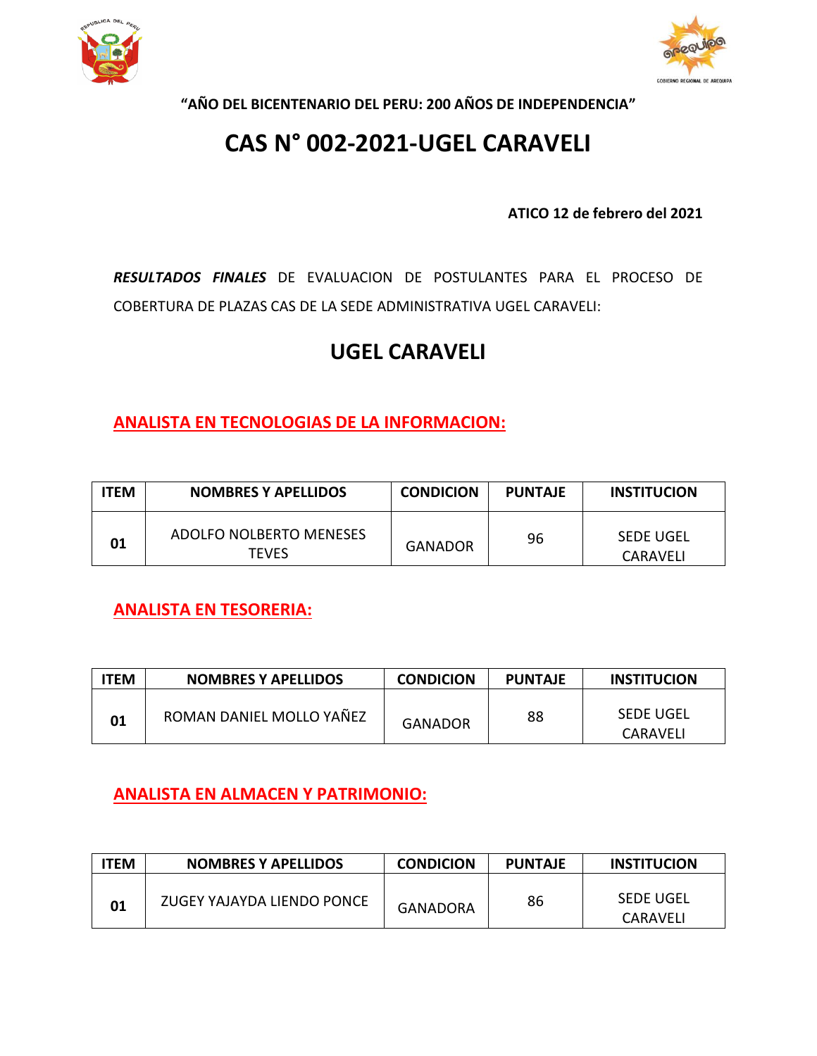**"AÑO DEL BICENTENARIO DEL PERU: 200 AÑOS DE INDEPENDENCIA"**

# CAS N° 002-2021-UGEL CARAVELI

**ATICO 12 de febrero del 2021**

***RESULTADOS FINALES*** DE EVALUACION DE POSTULANTES PARA EL PROCESO DE COBERTURA DE PLAZAS CAS DE LA SEDE ADMINISTRATIVA UGEL CARAVELI:

## UGEL CARAVELI

### ANALISTA EN TECNOLOGIAS DE LA INFORMACION:

| ITEM | NOMBRES Y APELLIDOS | CONDICION | PUNTAJE | INSTITUCION |
|---|---|---|---|---|
| **01** | ADOLFO NOLBERTO MENESES TEVES | GANADOR | 96 | SEDE UGEL CARAVELI |

### ANALISTA EN TESORERIA:

| ITEM | NOMBRES Y APELLIDOS | CONDICION | PUNTAJE | INSTITUCION |
|---|---|---|---|---|
| **01** | ROMAN DANIEL MOLLO YAÑEZ | GANADOR | 88 | SEDE UGEL CARAVELI |

### ANALISTA EN ALMACEN Y PATRIMONIO:

| ITEM | NOMBRES Y APELLIDOS | CONDICION | PUNTAJE | INSTITUCION |
|---|---|---|---|---|
| **01** | ZUGEY YAJAYDA LIENDO PONCE | GANADORA | 86 | SEDE UGEL CARAVELI |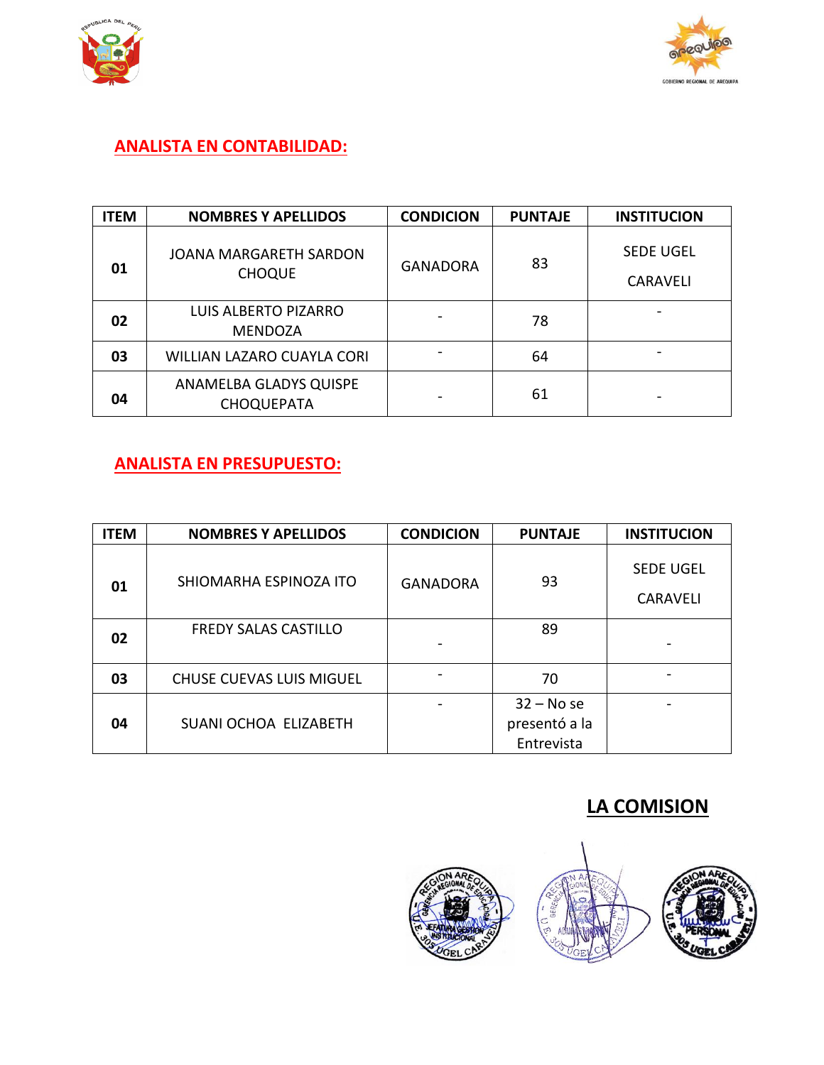## ANALISTA EN CONTABILIDAD:

| ITEM | NOMBRES Y APELLIDOS | CONDICION | PUNTAJE | INSTITUCION |
|---|---|---|---|---|
| 01 | JOANA MARGARETH SARDON CHOQUE | GANADORA | 83 | SEDE UGEL CARAVELI |
| 02 | LUIS ALBERTO PIZARRO MENDOZA | - | 78 | - |
| 03 | WILLIAN LAZARO CUAYLA CORI | - | 64 | - |
| 04 | ANAMELBA GLADYS QUISPE CHOQUEPATA | - | 61 | - |

## ANALISTA EN PRESUPUESTO:

| ITEM | NOMBRES Y APELLIDOS | CONDICION | PUNTAJE | INSTITUCION |
|---|---|---|---|---|
| 01 | SHIOMARHA ESPINOZA ITO | GANADORA | 93 | SEDE UGEL CARAVELI |
| 02 | FREDY SALAS CASTILLO | - | 89 | - |
| 03 | CHUSE CUEVAS LUIS MIGUEL | - | 70 | - |
| 04 | SUANI OCHOA ELIZABETH | - | 32 – No se presentó a la Entrevista | - |

**LA COMISION**